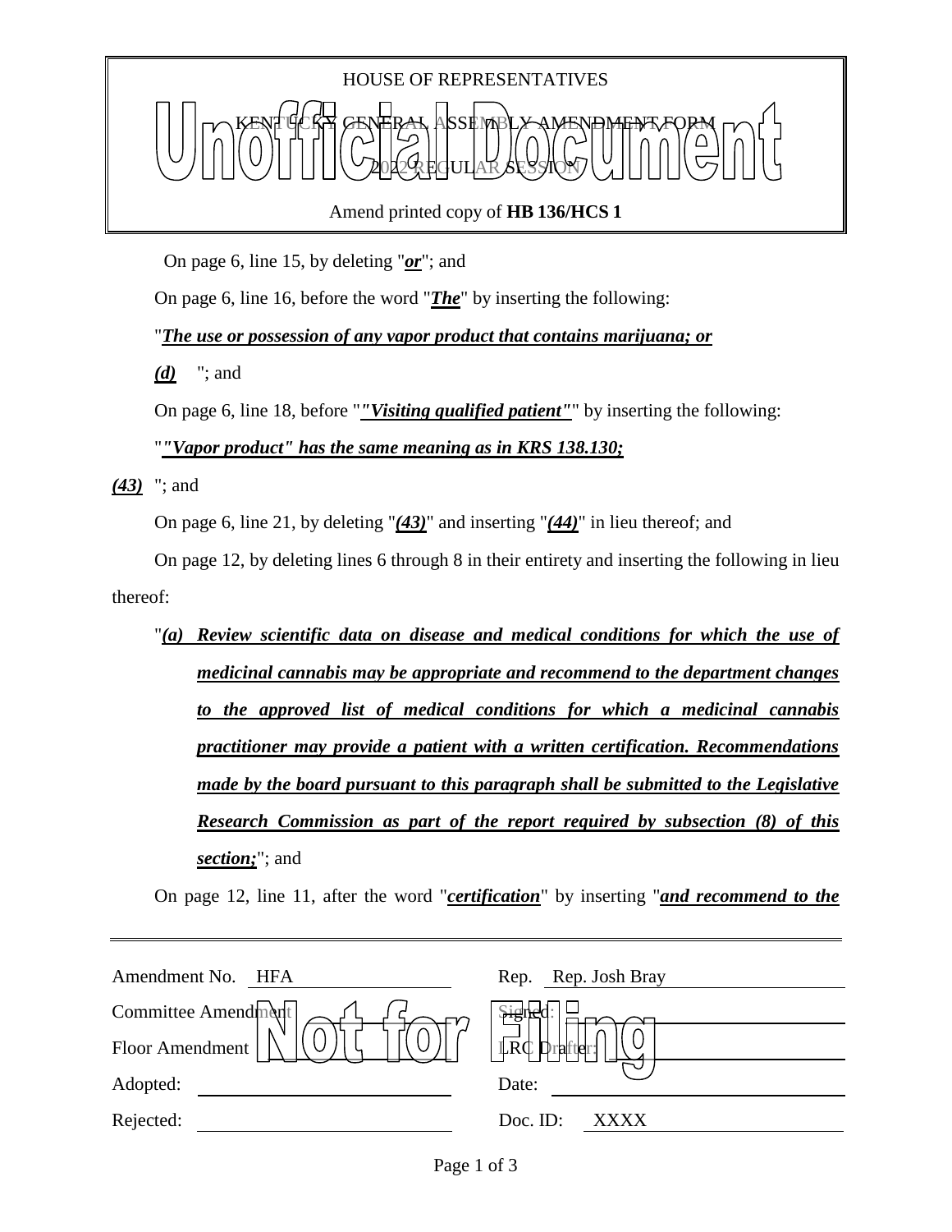HOUSE OF REPRESENTATIVES

KENTUCKY GENERAL ASSEMBLY AMENDMENT FORM

2022 REGULAR SESSION

Amend printed copy of **HB 136/HCS 1**

On page 6, line 15, by deleting "***or***"; and

On page 6, line 16, before the word "***The***" by inserting the following:

"***The use or possession of any vapor product that contains marijuana; or***

***(d)*** "; and

On page 6, line 18, before "***"Visiting qualified patient"***" by inserting the following:

"***"Vapor product" has the same meaning as in KRS 138.130;***

***(43)*** "; and

On page 6, line 21, by deleting "***(43)***" and inserting "***(44)***" in lieu thereof; and

On page 12, by deleting lines 6 through 8 in their entirety and inserting the following in lieu thereof:

"***(a) Review scientific data on disease and medical conditions for which the use of medicinal cannabis may be appropriate and recommend to the department changes to the approved list of medical conditions for which a medicinal cannabis practitioner may provide a patient with a written certification. Recommendations made by the board pursuant to this paragraph shall be submitted to the Legislative Research Commission as part of the report required by subsection (8) of this section;***"; and

On page 12, line 11, after the word "***certification***" by inserting "***and recommend to the***

| | |
|---|---|
| Amendment No. HFA | Rep. Rep. Josh Bray |
| Committee Amendment | Signed: |
| Floor Amendment | LRC Drafter: |
| Adopted: | Date: |
| Rejected: | Doc. ID: XXXX |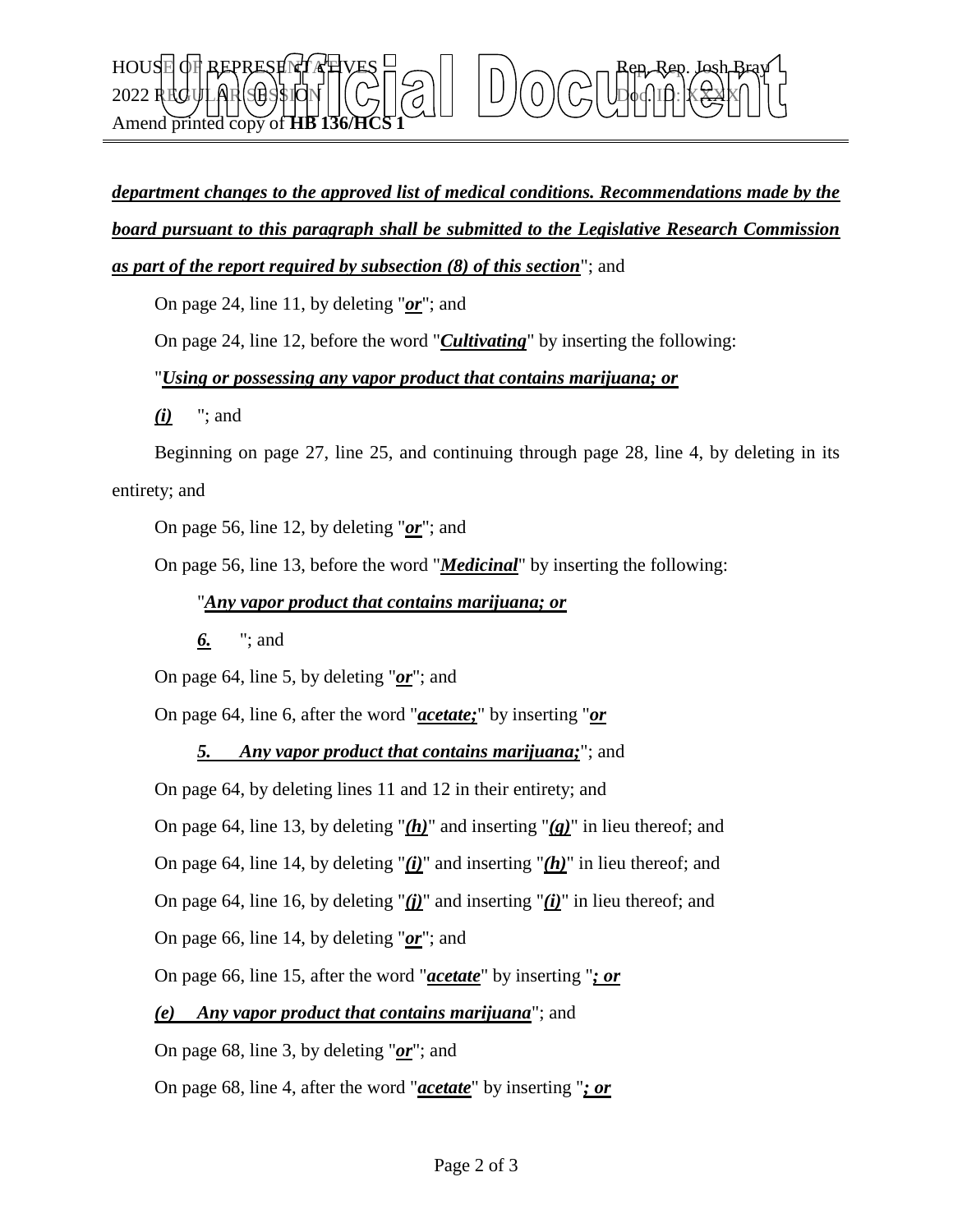***department changes to the approved list of medical conditions. Recommendations made by the board pursuant to this paragraph shall be submitted to the Legislative Research Commission as part of the report required by subsection (8) of this section***"; and

On page 24, line 11, by deleting "***or***"; and

On page 24, line 12, before the word "***Cultivating***" by inserting the following:

"***Using or possessing any vapor product that contains marijuana; or***

***(i)*** "; and

Beginning on page 27, line 25, and continuing through page 28, line 4, by deleting in its entirety; and

On page 56, line 12, by deleting "***or***"; and

On page 56, line 13, before the word "***Medicinal***" by inserting the following:

"***Any vapor product that contains marijuana; or***

***6.*** "; and

On page 64, line 5, by deleting "***or***"; and

On page 64, line 6, after the word "***acetate;***" by inserting "***or***

***5. Any vapor product that contains marijuana;***"; and

On page 64, by deleting lines 11 and 12 in their entirety; and

On page 64, line 13, by deleting "***(h)***" and inserting "***(g)***" in lieu thereof; and

On page 64, line 14, by deleting "***(i)***" and inserting "***(h)***" in lieu thereof; and

On page 64, line 16, by deleting "***(j)***" and inserting "***(i)***" in lieu thereof; and

On page 66, line 14, by deleting "***or***"; and

On page 66, line 15, after the word "***acetate***" by inserting "***; or***

***(e) Any vapor product that contains marijuana***"; and

On page 68, line 3, by deleting "***or***"; and

On page 68, line 4, after the word "***acetate***" by inserting "***; or***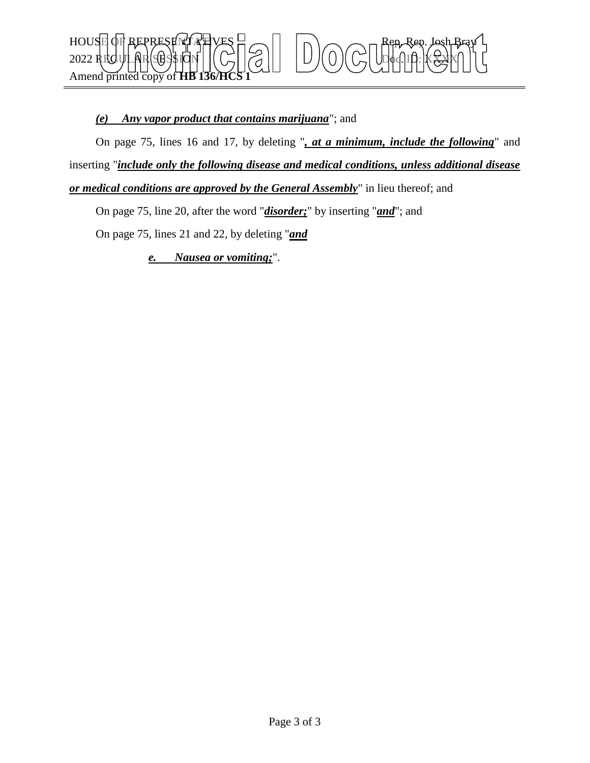*(e) Any vapor product that contains marijuana*"; and

On page 75, lines 16 and 17, by deleting "***, at a minimum, include the following***" and inserting "***include only the following disease and medical conditions, unless additional disease or medical conditions are approved by the General Assembly***" in lieu thereof; and

On page 75, line 20, after the word "***disorder;***" by inserting "***and***"; and

On page 75, lines 21 and 22, by deleting "***and***

***e. Nausea or vomiting;***".